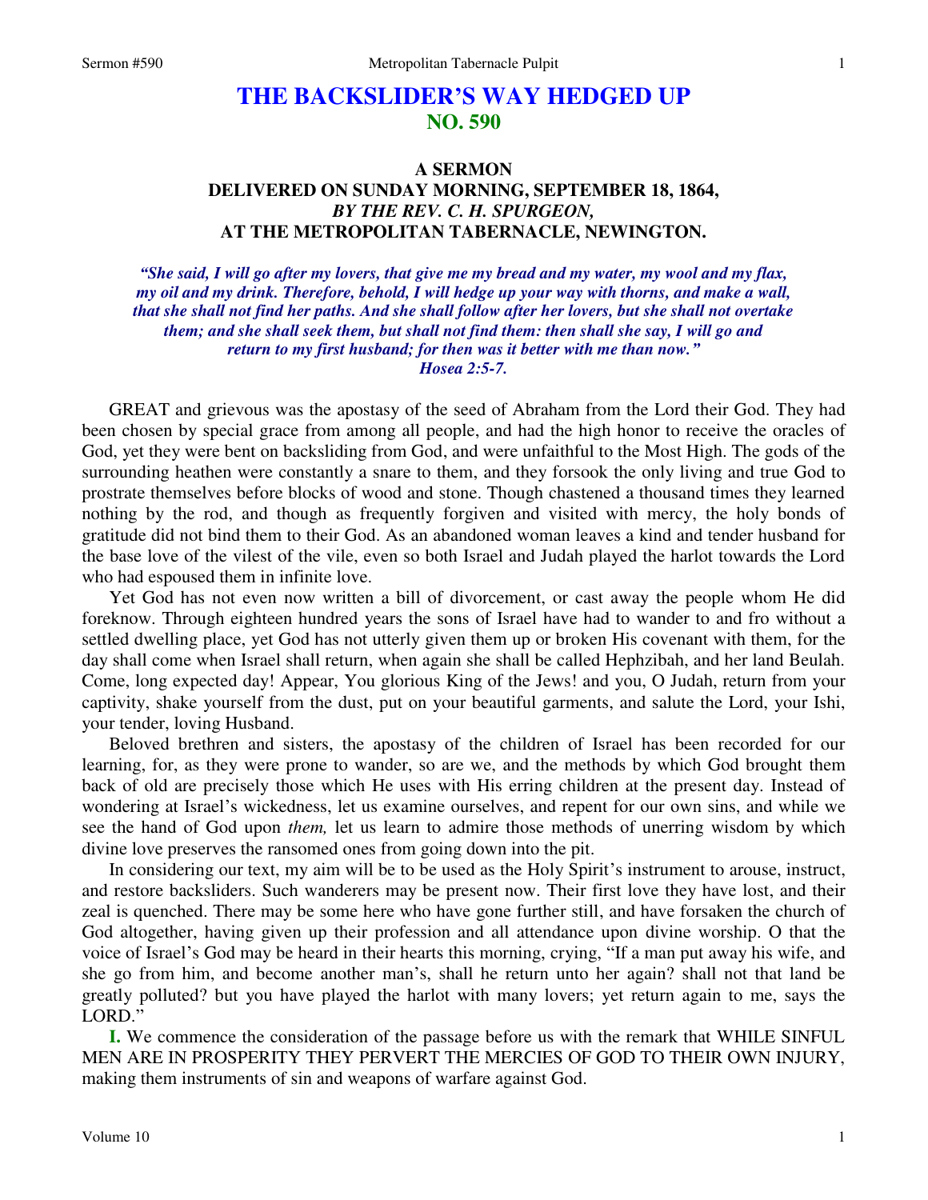# THE BACKSLIDER'S WAY HEDGED UP
## NO. 590

### A SERMON
### DELIVERED ON SUNDAY MORNING, SEPTEMBER 18, 1864,
### *BY THE REV. C. H. SPURGEON,*
### AT THE METROPOLITAN TABERNACLE, NEWINGTON.

***"She said, I will go after my lovers, that give me my bread and my water, my wool and my flax, my oil and my drink. Therefore, behold, I will hedge up your way with thorns, and make a wall, that she shall not find her paths. And she shall follow after her lovers, but she shall not overtake them; and she shall seek them, but shall not find them: then shall she say, I will go and return to my first husband; for then was it better with me than now." Hosea 2:5-7.***

GREAT and grievous was the apostasy of the seed of Abraham from the Lord their God. They had been chosen by special grace from among all people, and had the high honor to receive the oracles of God, yet they were bent on backsliding from God, and were unfaithful to the Most High. The gods of the surrounding heathen were constantly a snare to them, and they forsook the only living and true God to prostrate themselves before blocks of wood and stone. Though chastened a thousand times they learned nothing by the rod, and though as frequently forgiven and visited with mercy, the holy bonds of gratitude did not bind them to their God. As an abandoned woman leaves a kind and tender husband for the base love of the vilest of the vile, even so both Israel and Judah played the harlot towards the Lord who had espoused them in infinite love.

Yet God has not even now written a bill of divorcement, or cast away the people whom He did foreknow. Through eighteen hundred years the sons of Israel have had to wander to and fro without a settled dwelling place, yet God has not utterly given them up or broken His covenant with them, for the day shall come when Israel shall return, when again she shall be called Hephzibah, and her land Beulah. Come, long expected day! Appear, You glorious King of the Jews! and you, O Judah, return from your captivity, shake yourself from the dust, put on your beautiful garments, and salute the Lord, your Ishi, your tender, loving Husband.

Beloved brethren and sisters, the apostasy of the children of Israel has been recorded for our learning, for, as they were prone to wander, so are we, and the methods by which God brought them back of old are precisely those which He uses with His erring children at the present day. Instead of wondering at Israel's wickedness, let us examine ourselves, and repent for our own sins, and while we see the hand of God upon *them,* let us learn to admire those methods of unerring wisdom by which divine love preserves the ransomed ones from going down into the pit.

In considering our text, my aim will be to be used as the Holy Spirit's instrument to arouse, instruct, and restore backsliders. Such wanderers may be present now. Their first love they have lost, and their zeal is quenched. There may be some here who have gone further still, and have forsaken the church of God altogether, having given up their profession and all attendance upon divine worship. O that the voice of Israel's God may be heard in their hearts this morning, crying, "If a man put away his wife, and she go from him, and become another man's, shall he return unto her again? shall not that land be greatly polluted? but you have played the harlot with many lovers; yet return again to me, says the LORD."

**I.** We commence the consideration of the passage before us with the remark that WHILE SINFUL MEN ARE IN PROSPERITY THEY PERVERT THE MERCIES OF GOD TO THEIR OWN INJURY, making them instruments of sin and weapons of warfare against God.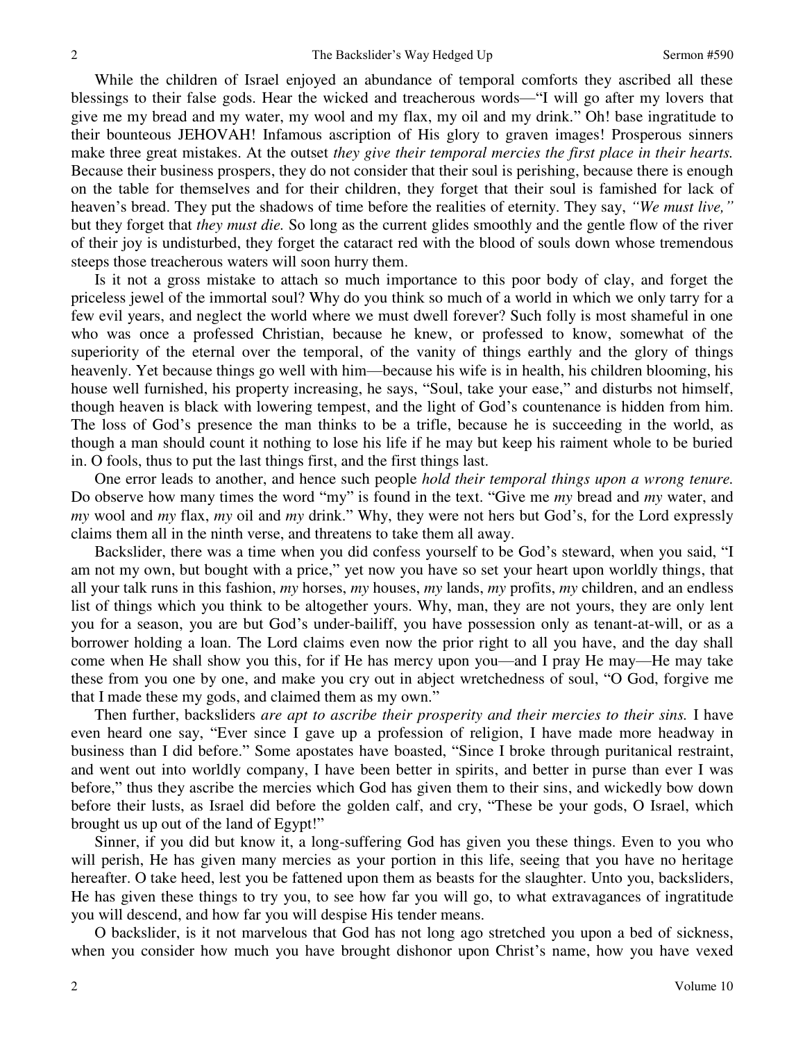While the children of Israel enjoyed an abundance of temporal comforts they ascribed all these blessings to their false gods. Hear the wicked and treacherous words—"I will go after my lovers that give me my bread and my water, my wool and my flax, my oil and my drink." Oh! base ingratitude to their bounteous JEHOVAH! Infamous ascription of His glory to graven images! Prosperous sinners make three great mistakes. At the outset *they give their temporal mercies the first place in their hearts.* Because their business prospers, they do not consider that their soul is perishing, because there is enough on the table for themselves and for their children, they forget that their soul is famished for lack of heaven's bread. They put the shadows of time before the realities of eternity. They say, *"We must live,"* but they forget that *they must die.* So long as the current glides smoothly and the gentle flow of the river of their joy is undisturbed, they forget the cataract red with the blood of souls down whose tremendous steeps those treacherous waters will soon hurry them.

Is it not a gross mistake to attach so much importance to this poor body of clay, and forget the priceless jewel of the immortal soul? Why do you think so much of a world in which we only tarry for a few evil years, and neglect the world where we must dwell forever? Such folly is most shameful in one who was once a professed Christian, because he knew, or professed to know, somewhat of the superiority of the eternal over the temporal, of the vanity of things earthly and the glory of things heavenly. Yet because things go well with him—because his wife is in health, his children blooming, his house well furnished, his property increasing, he says, "Soul, take your ease," and disturbs not himself, though heaven is black with lowering tempest, and the light of God's countenance is hidden from him. The loss of God's presence the man thinks to be a trifle, because he is succeeding in the world, as though a man should count it nothing to lose his life if he may but keep his raiment whole to be buried in. O fools, thus to put the last things first, and the first things last.

One error leads to another, and hence such people *hold their temporal things upon a wrong tenure.* Do observe how many times the word "my" is found in the text. "Give me *my* bread and *my* water, and *my* wool and *my* flax, *my* oil and *my* drink." Why, they were not hers but God's, for the Lord expressly claims them all in the ninth verse, and threatens to take them all away.

Backslider, there was a time when you did confess yourself to be God's steward, when you said, "I am not my own, but bought with a price," yet now you have so set your heart upon worldly things, that all your talk runs in this fashion, *my* horses, *my* houses, *my* lands, *my* profits, *my* children, and an endless list of things which you think to be altogether yours. Why, man, they are not yours, they are only lent you for a season, you are but God's under-bailiff, you have possession only as tenant-at-will, or as a borrower holding a loan. The Lord claims even now the prior right to all you have, and the day shall come when He shall show you this, for if He has mercy upon you—and I pray He may—He may take these from you one by one, and make you cry out in abject wretchedness of soul, "O God, forgive me that I made these my gods, and claimed them as my own."

Then further, backsliders *are apt to ascribe their prosperity and their mercies to their sins.* I have even heard one say, "Ever since I gave up a profession of religion, I have made more headway in business than I did before." Some apostates have boasted, "Since I broke through puritanical restraint, and went out into worldly company, I have been better in spirits, and better in purse than ever I was before," thus they ascribe the mercies which God has given them to their sins, and wickedly bow down before their lusts, as Israel did before the golden calf, and cry, "These be your gods, O Israel, which brought us up out of the land of Egypt!"

Sinner, if you did but know it, a long-suffering God has given you these things. Even to you who will perish, He has given many mercies as your portion in this life, seeing that you have no heritage hereafter. O take heed, lest you be fattened upon them as beasts for the slaughter. Unto you, backsliders, He has given these things to try you, to see how far you will go, to what extravagances of ingratitude you will descend, and how far you will despise His tender means.

O backslider, is it not marvelous that God has not long ago stretched you upon a bed of sickness, when you consider how much you have brought dishonor upon Christ's name, how you have vexed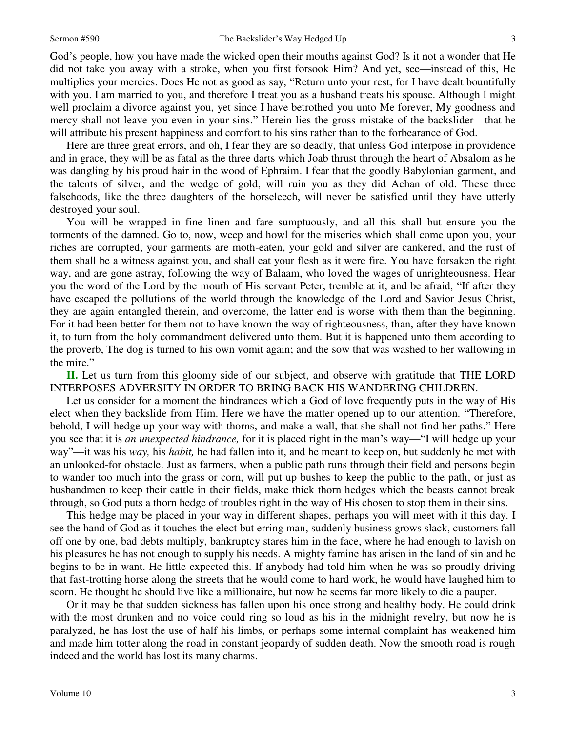God's people, how you have made the wicked open their mouths against God? Is it not a wonder that He did not take you away with a stroke, when you first forsook Him? And yet, see—instead of this, He multiplies your mercies. Does He not as good as say, "Return unto your rest, for I have dealt bountifully with you. I am married to you, and therefore I treat you as a husband treats his spouse. Although I might well proclaim a divorce against you, yet since I have betrothed you unto Me forever, My goodness and mercy shall not leave you even in your sins." Herein lies the gross mistake of the backslider—that he will attribute his present happiness and comfort to his sins rather than to the forbearance of God.

Here are three great errors, and oh, I fear they are so deadly, that unless God interpose in providence and in grace, they will be as fatal as the three darts which Joab thrust through the heart of Absalom as he was dangling by his proud hair in the wood of Ephraim. I fear that the goodly Babylonian garment, and the talents of silver, and the wedge of gold, will ruin you as they did Achan of old. These three falsehoods, like the three daughters of the horseleech, will never be satisfied until they have utterly destroyed your soul.

You will be wrapped in fine linen and fare sumptuously, and all this shall but ensure you the torments of the damned. Go to, now, weep and howl for the miseries which shall come upon you, your riches are corrupted, your garments are moth-eaten, your gold and silver are cankered, and the rust of them shall be a witness against you, and shall eat your flesh as it were fire. You have forsaken the right way, and are gone astray, following the way of Balaam, who loved the wages of unrighteousness. Hear you the word of the Lord by the mouth of His servant Peter, tremble at it, and be afraid, "If after they have escaped the pollutions of the world through the knowledge of the Lord and Savior Jesus Christ, they are again entangled therein, and overcome, the latter end is worse with them than the beginning. For it had been better for them not to have known the way of righteousness, than, after they have known it, to turn from the holy commandment delivered unto them. But it is happened unto them according to the proverb, The dog is turned to his own vomit again; and the sow that was washed to her wallowing in the mire."

**II.** Let us turn from this gloomy side of our subject, and observe with gratitude that THE LORD INTERPOSES ADVERSITY IN ORDER TO BRING BACK HIS WANDERING CHILDREN.

Let us consider for a moment the hindrances which a God of love frequently puts in the way of His elect when they backslide from Him. Here we have the matter opened up to our attention. "Therefore, behold, I will hedge up your way with thorns, and make a wall, that she shall not find her paths." Here you see that it is *an unexpected hindrance,* for it is placed right in the man's way—"I will hedge up your way"—it was his *way,* his *habit,* he had fallen into it, and he meant to keep on, but suddenly he met with an unlooked-for obstacle. Just as farmers, when a public path runs through their field and persons begin to wander too much into the grass or corn, will put up bushes to keep the public to the path, or just as husbandmen to keep their cattle in their fields, make thick thorn hedges which the beasts cannot break through, so God puts a thorn hedge of troubles right in the way of His chosen to stop them in their sins.

This hedge may be placed in your way in different shapes, perhaps you will meet with it this day. I see the hand of God as it touches the elect but erring man, suddenly business grows slack, customers fall off one by one, bad debts multiply, bankruptcy stares him in the face, where he had enough to lavish on his pleasures he has not enough to supply his needs. A mighty famine has arisen in the land of sin and he begins to be in want. He little expected this. If anybody had told him when he was so proudly driving that fast-trotting horse along the streets that he would come to hard work, he would have laughed him to scorn. He thought he should live like a millionaire, but now he seems far more likely to die a pauper.

Or it may be that sudden sickness has fallen upon his once strong and healthy body. He could drink with the most drunken and no voice could ring so loud as his in the midnight revelry, but now he is paralyzed, he has lost the use of half his limbs, or perhaps some internal complaint has weakened him and made him totter along the road in constant jeopardy of sudden death. Now the smooth road is rough indeed and the world has lost its many charms.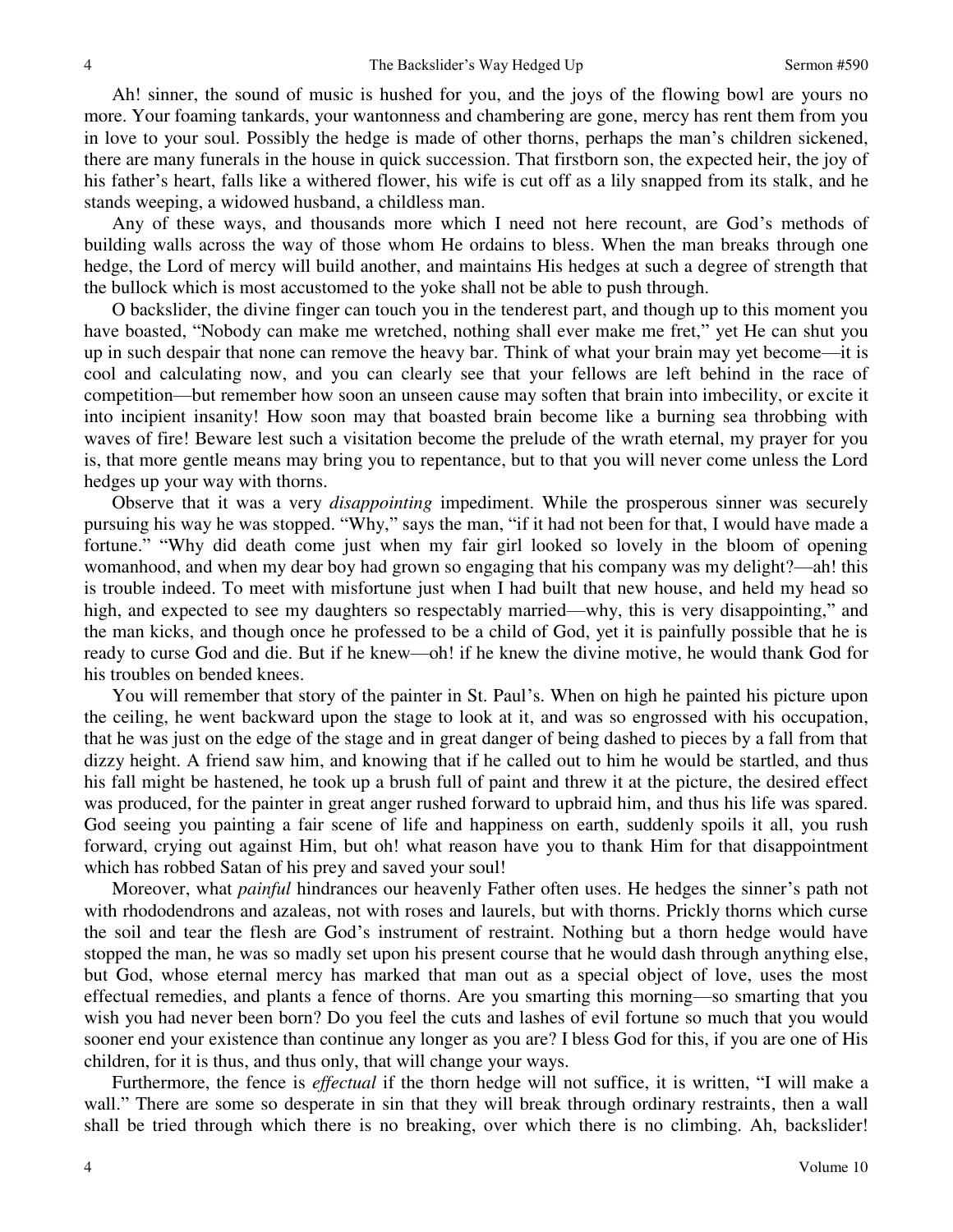Ah! sinner, the sound of music is hushed for you, and the joys of the flowing bowl are yours no more. Your foaming tankards, your wantonness and chambering are gone, mercy has rent them from you in love to your soul. Possibly the hedge is made of other thorns, perhaps the man's children sickened, there are many funerals in the house in quick succession. That firstborn son, the expected heir, the joy of his father's heart, falls like a withered flower, his wife is cut off as a lily snapped from its stalk, and he stands weeping, a widowed husband, a childless man.

Any of these ways, and thousands more which I need not here recount, are God's methods of building walls across the way of those whom He ordains to bless. When the man breaks through one hedge, the Lord of mercy will build another, and maintains His hedges at such a degree of strength that the bullock which is most accustomed to the yoke shall not be able to push through.

O backslider, the divine finger can touch you in the tenderest part, and though up to this moment you have boasted, "Nobody can make me wretched, nothing shall ever make me fret," yet He can shut you up in such despair that none can remove the heavy bar. Think of what your brain may yet become—it is cool and calculating now, and you can clearly see that your fellows are left behind in the race of competition—but remember how soon an unseen cause may soften that brain into imbecility, or excite it into incipient insanity! How soon may that boasted brain become like a burning sea throbbing with waves of fire! Beware lest such a visitation become the prelude of the wrath eternal, my prayer for you is, that more gentle means may bring you to repentance, but to that you will never come unless the Lord hedges up your way with thorns.

Observe that it was a very *disappointing* impediment. While the prosperous sinner was securely pursuing his way he was stopped. "Why," says the man, "if it had not been for that, I would have made a fortune." "Why did death come just when my fair girl looked so lovely in the bloom of opening womanhood, and when my dear boy had grown so engaging that his company was my delight?—ah! this is trouble indeed. To meet with misfortune just when I had built that new house, and held my head so high, and expected to see my daughters so respectably married—why, this is very disappointing," and the man kicks, and though once he professed to be a child of God, yet it is painfully possible that he is ready to curse God and die. But if he knew—oh! if he knew the divine motive, he would thank God for his troubles on bended knees.

You will remember that story of the painter in St. Paul's. When on high he painted his picture upon the ceiling, he went backward upon the stage to look at it, and was so engrossed with his occupation, that he was just on the edge of the stage and in great danger of being dashed to pieces by a fall from that dizzy height. A friend saw him, and knowing that if he called out to him he would be startled, and thus his fall might be hastened, he took up a brush full of paint and threw it at the picture, the desired effect was produced, for the painter in great anger rushed forward to upbraid him, and thus his life was spared. God seeing you painting a fair scene of life and happiness on earth, suddenly spoils it all, you rush forward, crying out against Him, but oh! what reason have you to thank Him for that disappointment which has robbed Satan of his prey and saved your soul!

Moreover, what *painful* hindrances our heavenly Father often uses. He hedges the sinner's path not with rhododendrons and azaleas, not with roses and laurels, but with thorns. Prickly thorns which curse the soil and tear the flesh are God's instrument of restraint. Nothing but a thorn hedge would have stopped the man, he was so madly set upon his present course that he would dash through anything else, but God, whose eternal mercy has marked that man out as a special object of love, uses the most effectual remedies, and plants a fence of thorns. Are you smarting this morning—so smarting that you wish you had never been born? Do you feel the cuts and lashes of evil fortune so much that you would sooner end your existence than continue any longer as you are? I bless God for this, if you are one of His children, for it is thus, and thus only, that will change your ways.

Furthermore, the fence is *effectual* if the thorn hedge will not suffice, it is written, "I will make a wall." There are some so desperate in sin that they will break through ordinary restraints, then a wall shall be tried through which there is no breaking, over which there is no climbing. Ah, backslider!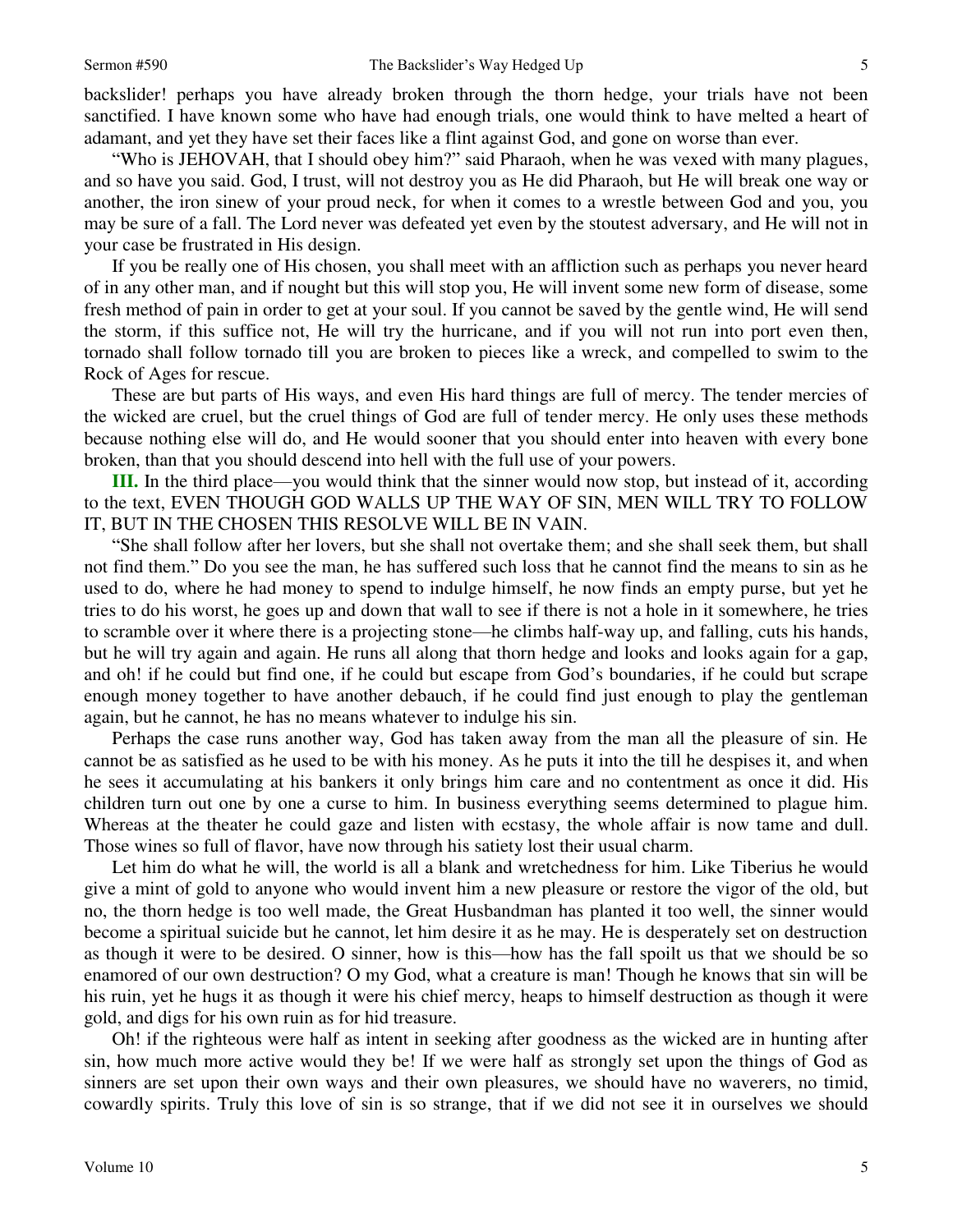backslider! perhaps you have already broken through the thorn hedge, your trials have not been sanctified. I have known some who have had enough trials, one would think to have melted a heart of adamant, and yet they have set their faces like a flint against God, and gone on worse than ever.

"Who is JEHOVAH, that I should obey him?" said Pharaoh, when he was vexed with many plagues, and so have you said. God, I trust, will not destroy you as He did Pharaoh, but He will break one way or another, the iron sinew of your proud neck, for when it comes to a wrestle between God and you, you may be sure of a fall. The Lord never was defeated yet even by the stoutest adversary, and He will not in your case be frustrated in His design.

If you be really one of His chosen, you shall meet with an affliction such as perhaps you never heard of in any other man, and if nought but this will stop you, He will invent some new form of disease, some fresh method of pain in order to get at your soul. If you cannot be saved by the gentle wind, He will send the storm, if this suffice not, He will try the hurricane, and if you will not run into port even then, tornado shall follow tornado till you are broken to pieces like a wreck, and compelled to swim to the Rock of Ages for rescue.

These are but parts of His ways, and even His hard things are full of mercy. The tender mercies of the wicked are cruel, but the cruel things of God are full of tender mercy. He only uses these methods because nothing else will do, and He would sooner that you should enter into heaven with every bone broken, than that you should descend into hell with the full use of your powers.

**III.** In the third place—you would think that the sinner would now stop, but instead of it, according to the text, EVEN THOUGH GOD WALLS UP THE WAY OF SIN, MEN WILL TRY TO FOLLOW IT, BUT IN THE CHOSEN THIS RESOLVE WILL BE IN VAIN.

"She shall follow after her lovers, but she shall not overtake them; and she shall seek them, but shall not find them." Do you see the man, he has suffered such loss that he cannot find the means to sin as he used to do, where he had money to spend to indulge himself, he now finds an empty purse, but yet he tries to do his worst, he goes up and down that wall to see if there is not a hole in it somewhere, he tries to scramble over it where there is a projecting stone—he climbs half-way up, and falling, cuts his hands, but he will try again and again. He runs all along that thorn hedge and looks and looks again for a gap, and oh! if he could but find one, if he could but escape from God's boundaries, if he could but scrape enough money together to have another debauch, if he could find just enough to play the gentleman again, but he cannot, he has no means whatever to indulge his sin.

Perhaps the case runs another way, God has taken away from the man all the pleasure of sin. He cannot be as satisfied as he used to be with his money. As he puts it into the till he despises it, and when he sees it accumulating at his bankers it only brings him care and no contentment as once it did. His children turn out one by one a curse to him. In business everything seems determined to plague him. Whereas at the theater he could gaze and listen with ecstasy, the whole affair is now tame and dull. Those wines so full of flavor, have now through his satiety lost their usual charm.

Let him do what he will, the world is all a blank and wretchedness for him. Like Tiberius he would give a mint of gold to anyone who would invent him a new pleasure or restore the vigor of the old, but no, the thorn hedge is too well made, the Great Husbandman has planted it too well, the sinner would become a spiritual suicide but he cannot, let him desire it as he may. He is desperately set on destruction as though it were to be desired. O sinner, how is this—how has the fall spoilt us that we should be so enamored of our own destruction? O my God, what a creature is man! Though he knows that sin will be his ruin, yet he hugs it as though it were his chief mercy, heaps to himself destruction as though it were gold, and digs for his own ruin as for hid treasure.

Oh! if the righteous were half as intent in seeking after goodness as the wicked are in hunting after sin, how much more active would they be! If we were half as strongly set upon the things of God as sinners are set upon their own ways and their own pleasures, we should have no waverers, no timid, cowardly spirits. Truly this love of sin is so strange, that if we did not see it in ourselves we should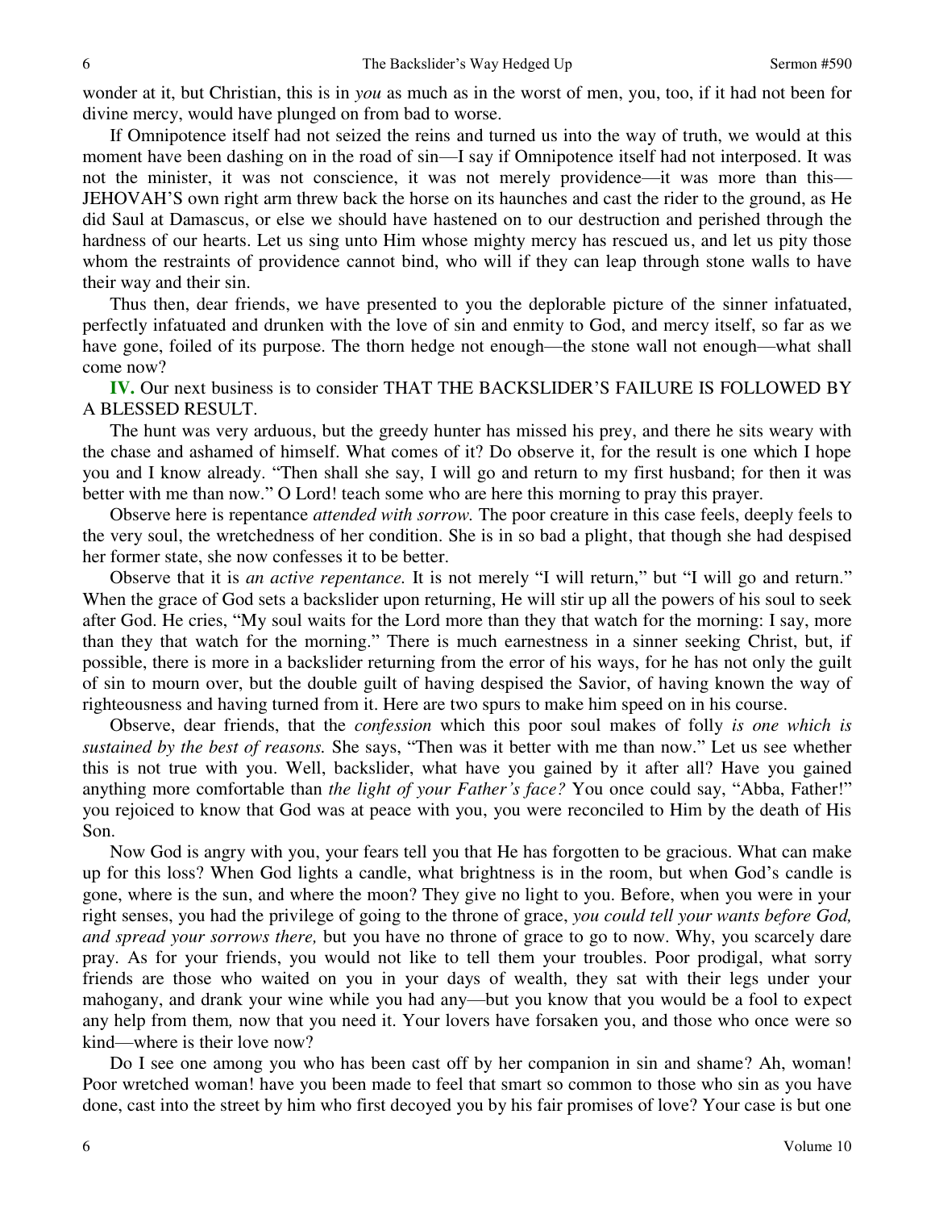wonder at it, but Christian, this is in *you* as much as in the worst of men, you, too, if it had not been for divine mercy, would have plunged on from bad to worse.

If Omnipotence itself had not seized the reins and turned us into the way of truth, we would at this moment have been dashing on in the road of sin—I say if Omnipotence itself had not interposed. It was not the minister, it was not conscience, it was not merely providence—it was more than this—JEHOVAH'S own right arm threw back the horse on its haunches and cast the rider to the ground, as He did Saul at Damascus, or else we should have hastened on to our destruction and perished through the hardness of our hearts. Let us sing unto Him whose mighty mercy has rescued us, and let us pity those whom the restraints of providence cannot bind, who will if they can leap through stone walls to have their way and their sin.

Thus then, dear friends, we have presented to you the deplorable picture of the sinner infatuated, perfectly infatuated and drunken with the love of sin and enmity to God, and mercy itself, so far as we have gone, foiled of its purpose. The thorn hedge not enough—the stone wall not enough—what shall come now?

**IV.** Our next business is to consider THAT THE BACKSLIDER'S FAILURE IS FOLLOWED BY A BLESSED RESULT.

The hunt was very arduous, but the greedy hunter has missed his prey, and there he sits weary with the chase and ashamed of himself. What comes of it? Do observe it, for the result is one which I hope you and I know already. "Then shall she say, I will go and return to my first husband; for then it was better with me than now." O Lord! teach some who are here this morning to pray this prayer.

Observe here is repentance *attended with sorrow.* The poor creature in this case feels, deeply feels to the very soul, the wretchedness of her condition. She is in so bad a plight, that though she had despised her former state, she now confesses it to be better.

Observe that it is *an active repentance.* It is not merely "I will return," but "I will go and return." When the grace of God sets a backslider upon returning, He will stir up all the powers of his soul to seek after God. He cries, "My soul waits for the Lord more than they that watch for the morning: I say, more than they that watch for the morning." There is much earnestness in a sinner seeking Christ, but, if possible, there is more in a backslider returning from the error of his ways, for he has not only the guilt of sin to mourn over, but the double guilt of having despised the Savior, of having known the way of righteousness and having turned from it. Here are two spurs to make him speed on in his course.

Observe, dear friends, that the *confession* which this poor soul makes of folly *is one which is sustained by the best of reasons.* She says, "Then was it better with me than now." Let us see whether this is not true with you. Well, backslider, what have you gained by it after all? Have you gained anything more comfortable than *the light of your Father's face?* You once could say, "Abba, Father!" you rejoiced to know that God was at peace with you, you were reconciled to Him by the death of His Son.

Now God is angry with you, your fears tell you that He has forgotten to be gracious. What can make up for this loss? When God lights a candle, what brightness is in the room, but when God's candle is gone, where is the sun, and where the moon? They give no light to you. Before, when you were in your right senses, you had the privilege of going to the throne of grace, *you could tell your wants before God, and spread your sorrows there,* but you have no throne of grace to go to now. Why, you scarcely dare pray. As for your friends, you would not like to tell them your troubles. Poor prodigal, what sorry friends are those who waited on you in your days of wealth, they sat with their legs under your mahogany, and drank your wine while you had any—but you know that you would be a fool to expect any help from them*,* now that you need it. Your lovers have forsaken you, and those who once were so kind—where is their love now?

Do I see one among you who has been cast off by her companion in sin and shame? Ah, woman! Poor wretched woman! have you been made to feel that smart so common to those who sin as you have done, cast into the street by him who first decoyed you by his fair promises of love? Your case is but one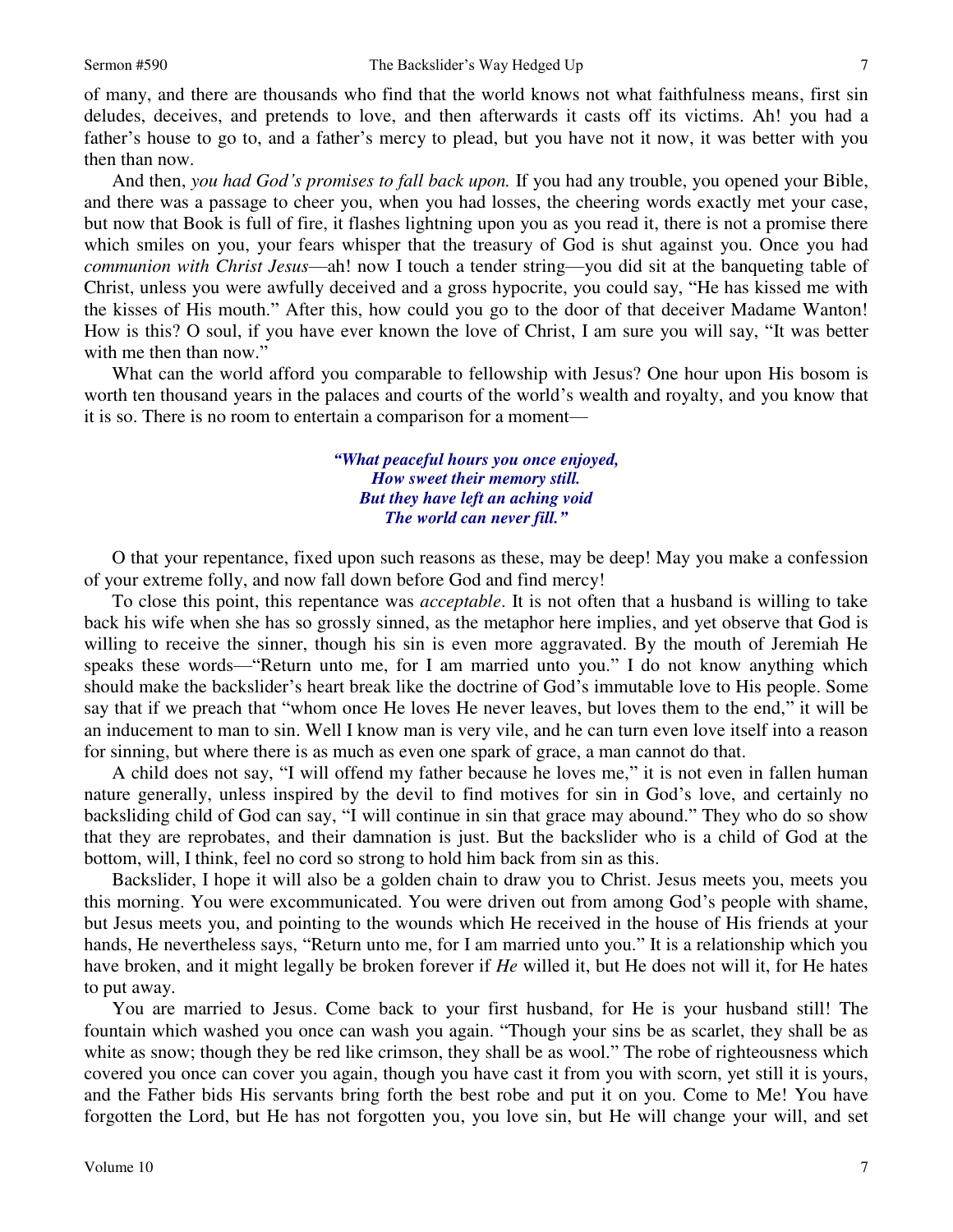of many, and there are thousands who find that the world knows not what faithfulness means, first sin deludes, deceives, and pretends to love, and then afterwards it casts off its victims. Ah! you had a father's house to go to, and a father's mercy to plead, but you have not it now, it was better with you then than now.

And then, *you had God's promises to fall back upon.* If you had any trouble, you opened your Bible, and there was a passage to cheer you, when you had losses, the cheering words exactly met your case, but now that Book is full of fire, it flashes lightning upon you as you read it, there is not a promise there which smiles on you, your fears whisper that the treasury of God is shut against you. Once you had *communion with Christ Jesus*—ah! now I touch a tender string—you did sit at the banqueting table of Christ, unless you were awfully deceived and a gross hypocrite, you could say, "He has kissed me with the kisses of His mouth." After this, how could you go to the door of that deceiver Madame Wanton! How is this? O soul, if you have ever known the love of Christ, I am sure you will say, "It was better with me then than now."

What can the world afford you comparable to fellowship with Jesus? One hour upon His bosom is worth ten thousand years in the palaces and courts of the world's wealth and royalty, and you know that it is so. There is no room to entertain a comparison for a moment—

> ***"What peaceful hours you once enjoyed,***
> ***How sweet their memory still.***
> ***But they have left an aching void***
> ***The world can never fill."***

O that your repentance, fixed upon such reasons as these, may be deep! May you make a confession of your extreme folly, and now fall down before God and find mercy!

To close this point, this repentance was *acceptable*. It is not often that a husband is willing to take back his wife when she has so grossly sinned, as the metaphor here implies, and yet observe that God is willing to receive the sinner, though his sin is even more aggravated. By the mouth of Jeremiah He speaks these words—"Return unto me, for I am married unto you." I do not know anything which should make the backslider's heart break like the doctrine of God's immutable love to His people. Some say that if we preach that "whom once He loves He never leaves, but loves them to the end," it will be an inducement to man to sin. Well I know man is very vile, and he can turn even love itself into a reason for sinning, but where there is as much as even one spark of grace, a man cannot do that.

A child does not say, "I will offend my father because he loves me," it is not even in fallen human nature generally, unless inspired by the devil to find motives for sin in God's love, and certainly no backsliding child of God can say, "I will continue in sin that grace may abound." They who do so show that they are reprobates, and their damnation is just. But the backslider who is a child of God at the bottom, will, I think, feel no cord so strong to hold him back from sin as this.

Backslider, I hope it will also be a golden chain to draw you to Christ. Jesus meets you, meets you this morning. You were excommunicated. You were driven out from among God's people with shame, but Jesus meets you, and pointing to the wounds which He received in the house of His friends at your hands, He nevertheless says, "Return unto me, for I am married unto you." It is a relationship which you have broken, and it might legally be broken forever if *He* willed it, but He does not will it, for He hates to put away.

You are married to Jesus. Come back to your first husband, for He is your husband still! The fountain which washed you once can wash you again. "Though your sins be as scarlet, they shall be as white as snow; though they be red like crimson, they shall be as wool." The robe of righteousness which covered you once can cover you again, though you have cast it from you with scorn, yet still it is yours, and the Father bids His servants bring forth the best robe and put it on you. Come to Me! You have forgotten the Lord, but He has not forgotten you, you love sin, but He will change your will, and set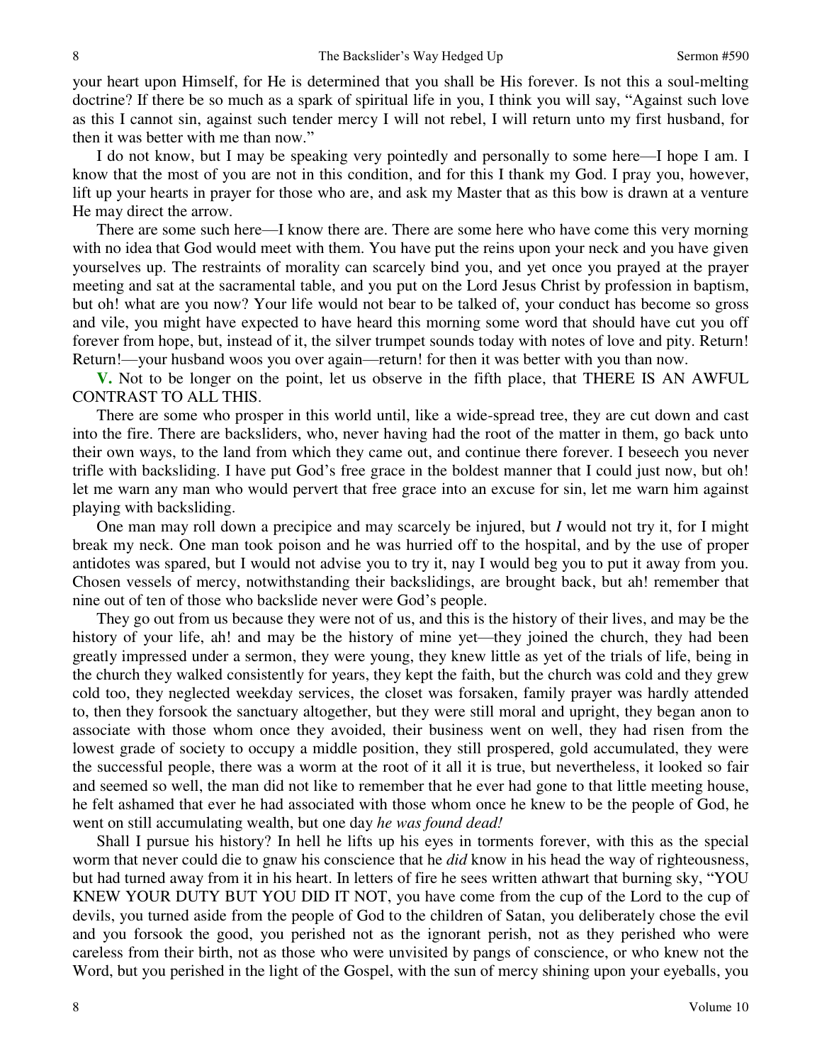your heart upon Himself, for He is determined that you shall be His forever. Is not this a soul-melting doctrine? If there be so much as a spark of spiritual life in you, I think you will say, "Against such love as this I cannot sin, against such tender mercy I will not rebel, I will return unto my first husband, for then it was better with me than now."

I do not know, but I may be speaking very pointedly and personally to some here—I hope I am. I know that the most of you are not in this condition, and for this I thank my God. I pray you, however, lift up your hearts in prayer for those who are, and ask my Master that as this bow is drawn at a venture He may direct the arrow.

There are some such here—I know there are. There are some here who have come this very morning with no idea that God would meet with them. You have put the reins upon your neck and you have given yourselves up. The restraints of morality can scarcely bind you, and yet once you prayed at the prayer meeting and sat at the sacramental table, and you put on the Lord Jesus Christ by profession in baptism, but oh! what are you now? Your life would not bear to be talked of, your conduct has become so gross and vile, you might have expected to have heard this morning some word that should have cut you off forever from hope, but, instead of it, the silver trumpet sounds today with notes of love and pity. Return! Return!—your husband woos you over again—return! for then it was better with you than now.

**V.** Not to be longer on the point, let us observe in the fifth place, that THERE IS AN AWFUL CONTRAST TO ALL THIS.

There are some who prosper in this world until, like a wide-spread tree, they are cut down and cast into the fire. There are backsliders, who, never having had the root of the matter in them, go back unto their own ways, to the land from which they came out, and continue there forever. I beseech you never trifle with backsliding. I have put God's free grace in the boldest manner that I could just now, but oh! let me warn any man who would pervert that free grace into an excuse for sin, let me warn him against playing with backsliding.

One man may roll down a precipice and may scarcely be injured, but *I* would not try it, for I might break my neck. One man took poison and he was hurried off to the hospital, and by the use of proper antidotes was spared, but I would not advise you to try it, nay I would beg you to put it away from you. Chosen vessels of mercy, notwithstanding their backslidings, are brought back, but ah! remember that nine out of ten of those who backslide never were God's people.

They go out from us because they were not of us, and this is the history of their lives, and may be the history of your life, ah! and may be the history of mine yet—they joined the church, they had been greatly impressed under a sermon, they were young, they knew little as yet of the trials of life, being in the church they walked consistently for years, they kept the faith, but the church was cold and they grew cold too, they neglected weekday services, the closet was forsaken, family prayer was hardly attended to, then they forsook the sanctuary altogether, but they were still moral and upright, they began anon to associate with those whom once they avoided, their business went on well, they had risen from the lowest grade of society to occupy a middle position, they still prospered, gold accumulated, they were the successful people, there was a worm at the root of it all it is true, but nevertheless, it looked so fair and seemed so well, the man did not like to remember that he ever had gone to that little meeting house, he felt ashamed that ever he had associated with those whom once he knew to be the people of God, he went on still accumulating wealth, but one day *he was found dead!*

Shall I pursue his history? In hell he lifts up his eyes in torments forever, with this as the special worm that never could die to gnaw his conscience that he *did* know in his head the way of righteousness, but had turned away from it in his heart. In letters of fire he sees written athwart that burning sky, "YOU KNEW YOUR DUTY BUT YOU DID IT NOT, you have come from the cup of the Lord to the cup of devils, you turned aside from the people of God to the children of Satan, you deliberately chose the evil and you forsook the good, you perished not as the ignorant perish, not as they perished who were careless from their birth, not as those who were unvisited by pangs of conscience, or who knew not the Word, but you perished in the light of the Gospel, with the sun of mercy shining upon your eyeballs, you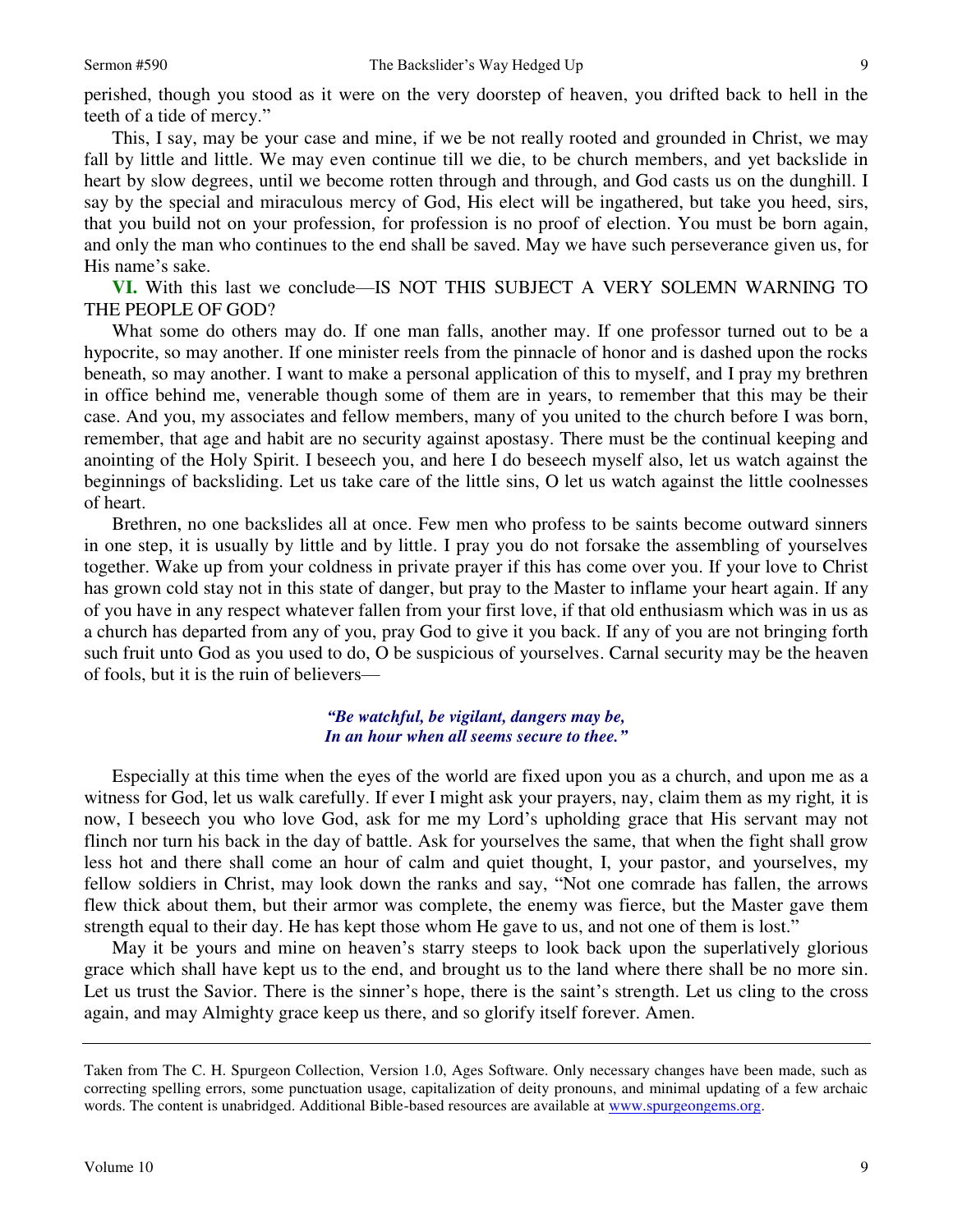perished, though you stood as it were on the very doorstep of heaven, you drifted back to hell in the teeth of a tide of mercy."

This, I say, may be your case and mine, if we be not really rooted and grounded in Christ, we may fall by little and little. We may even continue till we die, to be church members, and yet backslide in heart by slow degrees, until we become rotten through and through, and God casts us on the dunghill. I say by the special and miraculous mercy of God, His elect will be ingathered, but take you heed, sirs, that you build not on your profession, for profession is no proof of election. You must be born again, and only the man who continues to the end shall be saved. May we have such perseverance given us, for His name's sake.

**VI.** With this last we conclude—IS NOT THIS SUBJECT A VERY SOLEMN WARNING TO THE PEOPLE OF GOD?

What some do others may do. If one man falls, another may. If one professor turned out to be a hypocrite, so may another. If one minister reels from the pinnacle of honor and is dashed upon the rocks beneath, so may another. I want to make a personal application of this to myself, and I pray my brethren in office behind me, venerable though some of them are in years, to remember that this may be their case. And you, my associates and fellow members, many of you united to the church before I was born, remember, that age and habit are no security against apostasy. There must be the continual keeping and anointing of the Holy Spirit. I beseech you, and here I do beseech myself also, let us watch against the beginnings of backsliding. Let us take care of the little sins, O let us watch against the little coolnesses of heart.

Brethren, no one backslides all at once. Few men who profess to be saints become outward sinners in one step, it is usually by little and by little. I pray you do not forsake the assembling of yourselves together. Wake up from your coldness in private prayer if this has come over you. If your love to Christ has grown cold stay not in this state of danger, but pray to the Master to inflame your heart again. If any of you have in any respect whatever fallen from your first love, if that old enthusiasm which was in us as a church has departed from any of you, pray God to give it you back. If any of you are not bringing forth such fruit unto God as you used to do, O be suspicious of yourselves. Carnal security may be the heaven of fools, but it is the ruin of believers—

*"Be watchful, be vigilant, dangers may be,*
*In an hour when all seems secure to thee."*

Especially at this time when the eyes of the world are fixed upon you as a church, and upon me as a witness for God, let us walk carefully. If ever I might ask your prayers, nay, claim them as my right, it is now, I beseech you who love God, ask for me my Lord's upholding grace that His servant may not flinch nor turn his back in the day of battle. Ask for yourselves the same, that when the fight shall grow less hot and there shall come an hour of calm and quiet thought, I, your pastor, and yourselves, my fellow soldiers in Christ, may look down the ranks and say, "Not one comrade has fallen, the arrows flew thick about them, but their armor was complete, the enemy was fierce, but the Master gave them strength equal to their day. He has kept those whom He gave to us, and not one of them is lost."

May it be yours and mine on heaven's starry steeps to look back upon the superlatively glorious grace which shall have kept us to the end, and brought us to the land where there shall be no more sin. Let us trust the Savior. There is the sinner's hope, there is the saint's strength. Let us cling to the cross again, and may Almighty grace keep us there, and so glorify itself forever. Amen.

---

Taken from The C. H. Spurgeon Collection, Version 1.0, Ages Software. Only necessary changes have been made, such as correcting spelling errors, some punctuation usage, capitalization of deity pronouns, and minimal updating of a few archaic words. The content is unabridged. Additional Bible-based resources are available at www.spurgeongems.org.